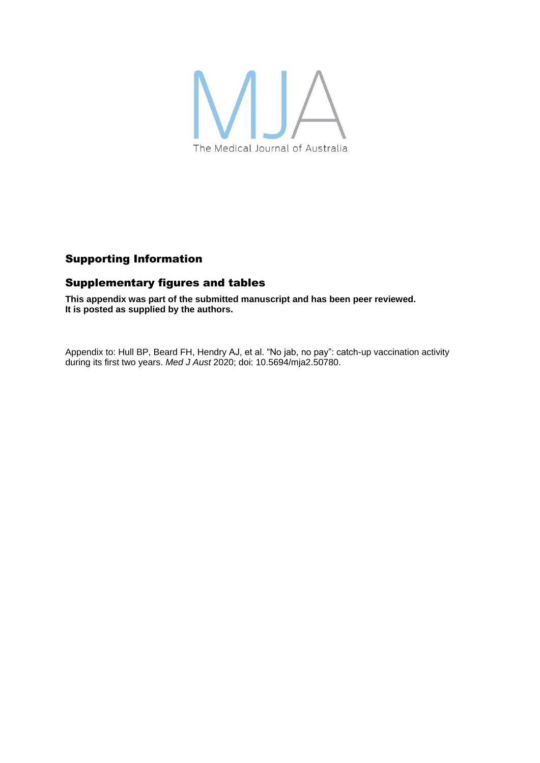MJA

The Medical Journal of Australia

## Supporting Information

## Supplementary figures and tables

**This appendix was part of the submitted manuscript and has been peer reviewed. It is posted as supplied by the authors.**

Appendix to: Hull BP, Beard FH, Hendry AJ, et al. “No jab, no pay”: catch-up vaccination activity during its first two years. *Med J Aust* 2020; doi: 10.5694/mja2.50780.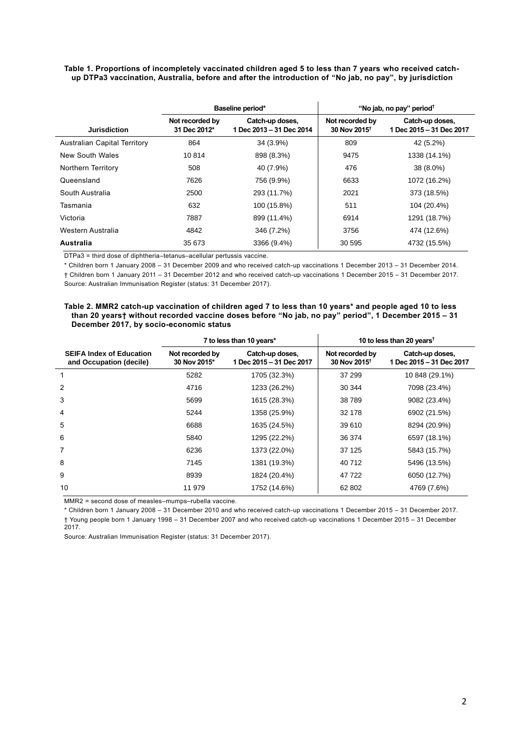**Table 1. Proportions of incompletely vaccinated children aged 5 to less than 7 years who received catch-up DTPa3 vaccination, Australia, before and after the introduction of "No jab, no pay", by jurisdiction**

| | Baseline period* | | "No jab, no pay" period† | |
|---|---|---|---|---|
| **Jurisdiction** | **Not recorded by 31 Dec 2012*** | **Catch-up doses, 1 Dec 2013 – 31 Dec 2014** | **Not recorded by 30 Nov 2015†** | **Catch-up doses, 1 Dec 2015 – 31 Dec 2017** |
| Australian Capital Territory | 864 | 34 (3.9%) | 809 | 42 (5.2%) |
| New South Wales | 10 814 | 898 (8.3%) | 9475 | 1338 (14.1%) |
| Northern Territory | 508 | 40 (7.9%) | 476 | 38 (8.0%) |
| Queensland | 7626 | 756 (9.9%) | 6633 | 1072 (16.2%) |
| South Australia | 2500 | 293 (11.7%) | 2021 | 373 (18.5%) |
| Tasmania | 632 | 100 (15.8%) | 511 | 104 (20.4%) |
| Victoria | 7887 | 899 (11.4%) | 6914 | 1291 (18.7%) |
| Western Australia | 4842 | 346 (7.2%) | 3756 | 474 (12.6%) |
| **Australia** | 35 673 | 3366 (9.4%) | 30 595 | 4732 (15.5%) |

DTPa3 = third dose of diphtheria–tetanus–acellular pertussis vaccine.

\* Children born 1 January 2008 – 31 December 2009 and who received catch-up vaccinations 1 December 2013 – 31 December 2014.

† Children born 1 January 2011 – 31 December 2012 and who received catch-up vaccinations 1 December 2015 – 31 December 2017.

Source: Australian Immunisation Register (status: 31 December 2017).

**Table 2. MMR2 catch-up vaccination of children aged 7 to less than 10 years* and people aged 10 to less than 20 years† without recorded vaccine doses before "No jab, no pay" period", 1 December 2015 – 31 December 2017, by socio-economic status**

| | 7 to less than 10 years* | | 10 to less than 20 years† | |
|---|---|---|---|---|
| **SEIFA Index of Education and Occupation (decile)** | **Not recorded by 30 Nov 2015*** | **Catch-up doses, 1 Dec 2015 – 31 Dec 2017** | **Not recorded by 30 Nov 2015†** | **Catch-up doses, 1 Dec 2015 – 31 Dec 2017** |
| 1 | 5282 | 1705 (32.3%) | 37 299 | 10 848 (29.1%) |
| 2 | 4716 | 1233 (26.2%) | 30 344 | 7098 (23.4%) |
| 3 | 5699 | 1615 (28.3%) | 38 789 | 9082 (23.4%) |
| 4 | 5244 | 1358 (25.9%) | 32 178 | 6902 (21.5%) |
| 5 | 6688 | 1635 (24.5%) | 39 610 | 8294 (20.9%) |
| 6 | 5840 | 1295 (22.2%) | 36 374 | 6597 (18.1%) |
| 7 | 6236 | 1373 (22.0%) | 37 125 | 5843 (15.7%) |
| 8 | 7145 | 1381 (19.3%) | 40 712 | 5496 (13.5%) |
| 9 | 8939 | 1824 (20.4%) | 47 722 | 6050 (12.7%) |
| 10 | 11 979 | 1752 (14.6%) | 62 802 | 4769 (7.6%) |

MMR2 = second dose of measles–mumps–rubella vaccine.

\* Children born 1 January 2008 – 31 December 2010 and who received catch-up vaccinations 1 December 2015 – 31 December 2017.

† Young people born 1 January 1998 – 31 December 2007 and who received catch-up vaccinations 1 December 2015 – 31 December 2017.

Source: Australian Immunisation Register (status: 31 December 2017).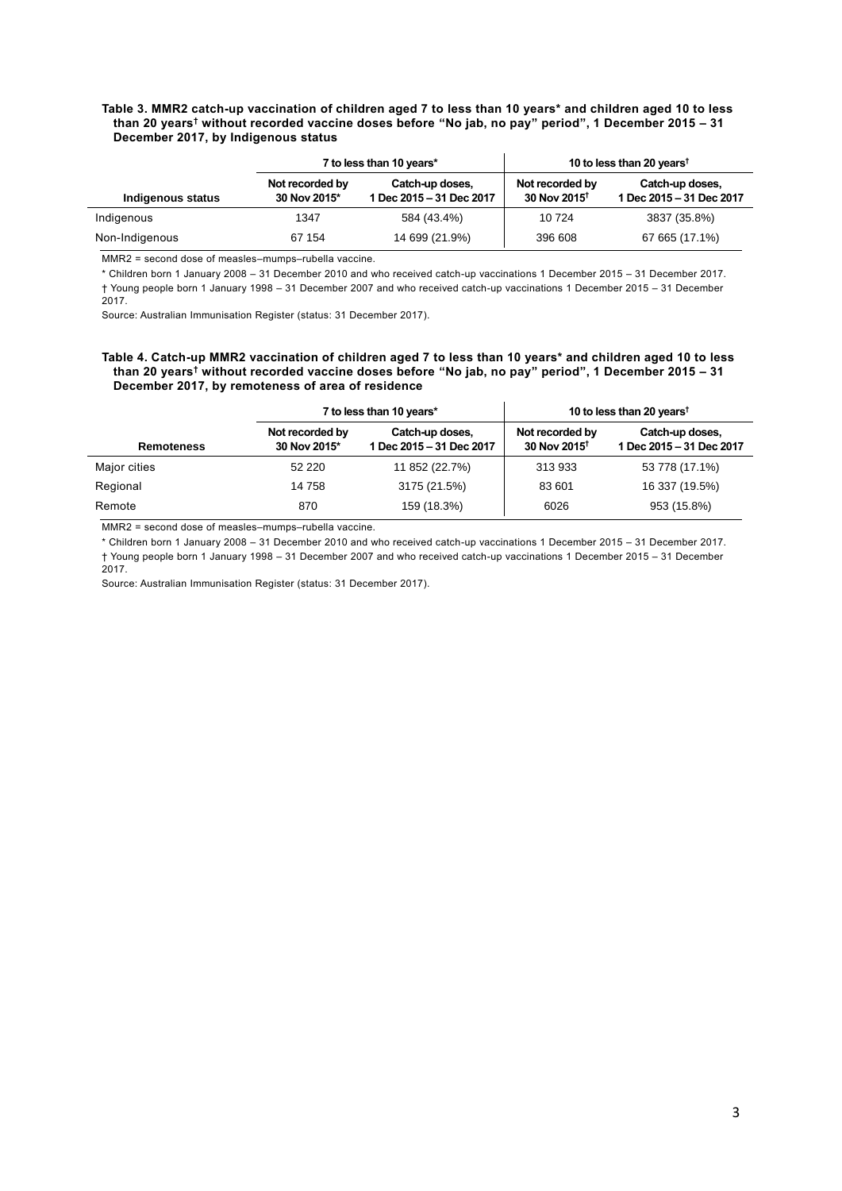**Table 3. MMR2 catch-up vaccination of children aged 7 to less than 10 years* and children aged 10 to less than 20 years† without recorded vaccine doses before "No jab, no pay" period", 1 December 2015 – 31 December 2017, by Indigenous status**

| | 7 to less than 10 years* | | 10 to less than 20 years† | |
|---|---|---|---|---|
| Indigenous status | Not recorded by 30 Nov 2015* | Catch-up doses, 1 Dec 2015 – 31 Dec 2017 | Not recorded by 30 Nov 2015† | Catch-up doses, 1 Dec 2015 – 31 Dec 2017 |
| Indigenous | 1347 | 584 (43.4%) | 10 724 | 3837 (35.8%) |
| Non-Indigenous | 67 154 | 14 699 (21.9%) | 396 608 | 67 665 (17.1%) |

MMR2 = second dose of measles–mumps–rubella vaccine.

* Children born 1 January 2008 – 31 December 2010 and who received catch-up vaccinations 1 December 2015 – 31 December 2017.

† Young people born 1 January 1998 – 31 December 2007 and who received catch-up vaccinations 1 December 2015 – 31 December 2017.

Source: Australian Immunisation Register (status: 31 December 2017).

**Table 4. Catch-up MMR2 vaccination of children aged 7 to less than 10 years* and children aged 10 to less than 20 years† without recorded vaccine doses before "No jab, no pay" period", 1 December 2015 – 31 December 2017, by remoteness of area of residence**

| | 7 to less than 10 years* | | 10 to less than 20 years† | |
|---|---|---|---|---|
| Remoteness | Not recorded by 30 Nov 2015* | Catch-up doses, 1 Dec 2015 – 31 Dec 2017 | Not recorded by 30 Nov 2015† | Catch-up doses, 1 Dec 2015 – 31 Dec 2017 |
| Major cities | 52 220 | 11 852 (22.7%) | 313 933 | 53 778 (17.1%) |
| Regional | 14 758 | 3175 (21.5%) | 83 601 | 16 337 (19.5%) |
| Remote | 870 | 159 (18.3%) | 6026 | 953 (15.8%) |

MMR2 = second dose of measles–mumps–rubella vaccine.

* Children born 1 January 2008 – 31 December 2010 and who received catch-up vaccinations 1 December 2015 – 31 December 2017.

† Young people born 1 January 1998 – 31 December 2007 and who received catch-up vaccinations 1 December 2015 – 31 December 2017.

Source: Australian Immunisation Register (status: 31 December 2017).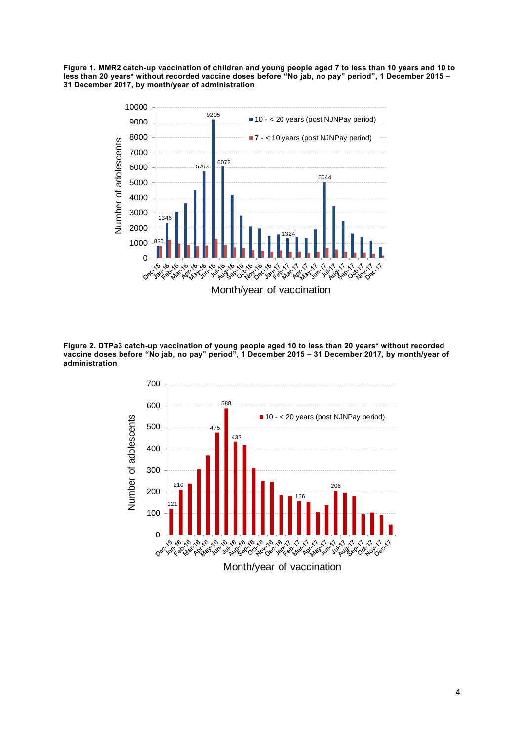**Figure 1. MMR2 catch-up vaccination of children and young people aged 7 to less than 10 years and 10 to less than 20 years* without recorded vaccine doses before "No jab, no pay" period", 1 December 2015 – 31 December 2017, by month/year of administration**

10 - < 20 years (post NJNPay period)
7 - < 10 years (post NJNPay period)

Number of adolescents

0
1000
2000
3000
4000
5000
6000
7000
8000
9000
10000

830
2346
5763
9205
6072
1324
5044

Dec-15, Jan-16, Feb-16, Mar-16, Apr-16, May-16, Jun-16, Jul-16, Aug-16, Sep-16, Oct-16, Nov-16, Dec-16, Jan-17, Feb-17, Mar-17, Apr-17, May-17, Jun-17, Jul-17, Aug-17, Sep-17, Oct-17, Nov-17, Dec-17

Month/year of vaccination

**Figure 2. DTPa3 catch-up vaccination of young people aged 10 to less than 20 years* without recorded vaccine doses before "No jab, no pay" period", 1 December 2015 – 31 December 2017, by month/year of administration**

10 - < 20 years (post NJNPay period)

Number of adolescents

0
100
200
300
400
500
600
700

121
210
475
588
433
156
206

Dec-15, Jan-16, Feb-16, Mar-16, Apr-16, May-16, Jun-16, Jul-16, Aug-16, Sep-16, Oct-16, Nov-16, Dec-16, Jan-17, Feb-17, Mar-17, Apr-17, May-17, Jun-17, Jul-17, Aug-17, Sep-17, Oct-17, Nov-17, Dec-17

Month/year of vaccination